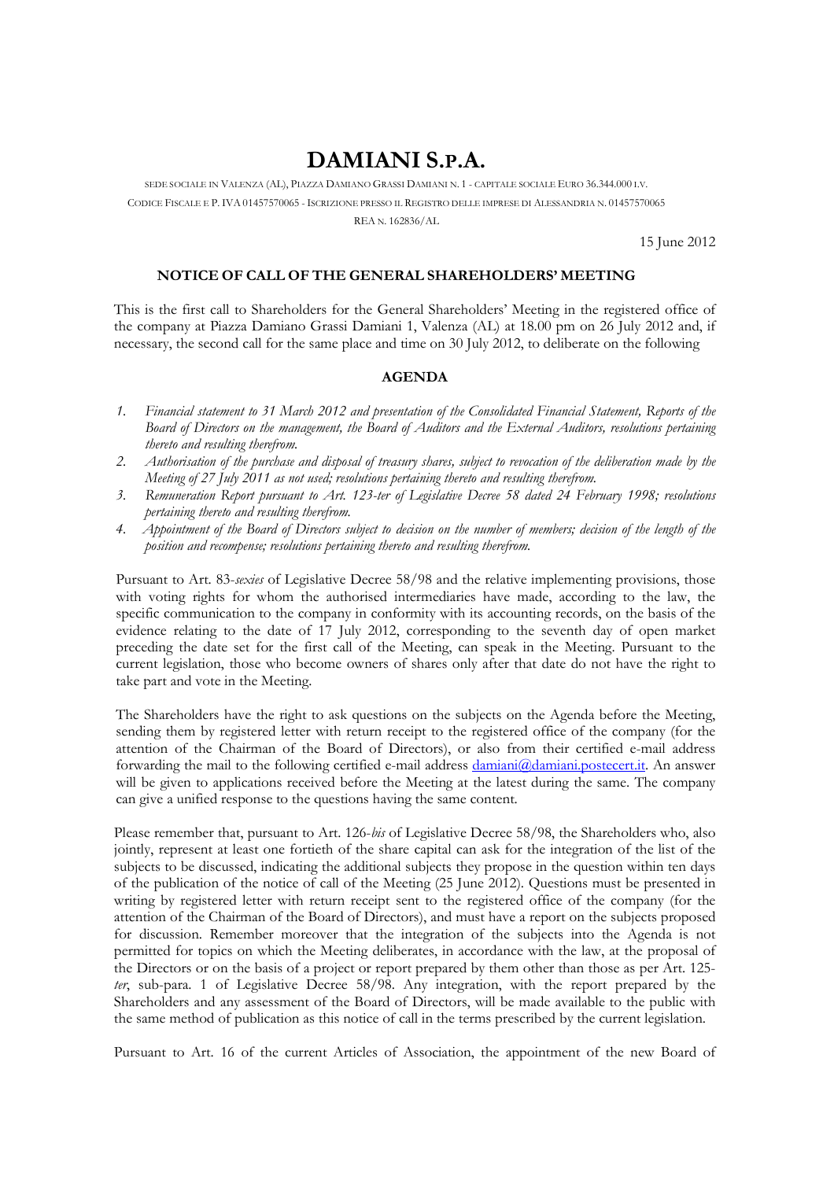# DAMIANI S.P.A.

SEDE SOCIALE IN VALENZA (AL), PIAZZA DAMIANO GRASSI DAMIANI N. 1 - CAPITALE SOCIALE EURO 36.344.000 I.V.

CODICE FISCALE E P. IVA 01457570065 - ISCRIZIONE PRESSO IL REGISTRO DELLE IMPRESE DI ALESSANDRIA N. 01457570065

REA N. 162836/AL

15 June 2012

## NOTICE OF CALL OF THE GENERAL SHAREHOLDERS' MEETING

This is the first call to Shareholders for the General Shareholders' Meeting in the registered office of the company at Piazza Damiano Grassi Damiani 1, Valenza (AL) at 18.00 pm on 26 July 2012 and, if necessary, the second call for the same place and time on 30 July 2012, to deliberate on the following

## AGENDA

1. *Financial statement to 31 March 2012 and presentation of the Consolidated Financial Statement, Reports of the Board of Directors on the management, the Board of Auditors and the External Auditors, resolutions pertaining thereto and resulting therefrom.*
2. *Authorisation of the purchase and disposal of treasury shares, subject to revocation of the deliberation made by the Meeting of 27 July 2011 as not used; resolutions pertaining thereto and resulting therefrom.*
3. *Remuneration Report pursuant to Art. 123-ter of Legislative Decree 58 dated 24 February 1998; resolutions pertaining thereto and resulting therefrom.*
4. *Appointment of the Board of Directors subject to decision on the number of members; decision of the length of the position and recompense; resolutions pertaining thereto and resulting therefrom.*

Pursuant to Art. 83-*sexies* of Legislative Decree 58/98 and the relative implementing provisions, those with voting rights for whom the authorised intermediaries have made, according to the law, the specific communication to the company in conformity with its accounting records, on the basis of the evidence relating to the date of 17 July 2012, corresponding to the seventh day of open market preceding the date set for the first call of the Meeting, can speak in the Meeting. Pursuant to the current legislation, those who become owners of shares only after that date do not have the right to take part and vote in the Meeting.

The Shareholders have the right to ask questions on the subjects on the Agenda before the Meeting, sending them by registered letter with return receipt to the registered office of the company (for the attention of the Chairman of the Board of Directors), or also from their certified e-mail address forwarding the mail to the following certified e-mail address damiani@damiani.postecert.it. An answer will be given to applications received before the Meeting at the latest during the same. The company can give a unified response to the questions having the same content.

Please remember that, pursuant to Art. 126-*bis* of Legislative Decree 58/98, the Shareholders who, also jointly, represent at least one fortieth of the share capital can ask for the integration of the list of the subjects to be discussed, indicating the additional subjects they propose in the question within ten days of the publication of the notice of call of the Meeting (25 June 2012). Questions must be presented in writing by registered letter with return receipt sent to the registered office of the company (for the attention of the Chairman of the Board of Directors), and must have a report on the subjects proposed for discussion. Remember moreover that the integration of the subjects into the Agenda is not permitted for topics on which the Meeting deliberates, in accordance with the law, at the proposal of the Directors or on the basis of a project or report prepared by them other than those as per Art. 125-*ter*, sub-para. 1 of Legislative Decree 58/98. Any integration, with the report prepared by the Shareholders and any assessment of the Board of Directors, will be made available to the public with the same method of publication as this notice of call in the terms prescribed by the current legislation.

Pursuant to Art. 16 of the current Articles of Association, the appointment of the new Board of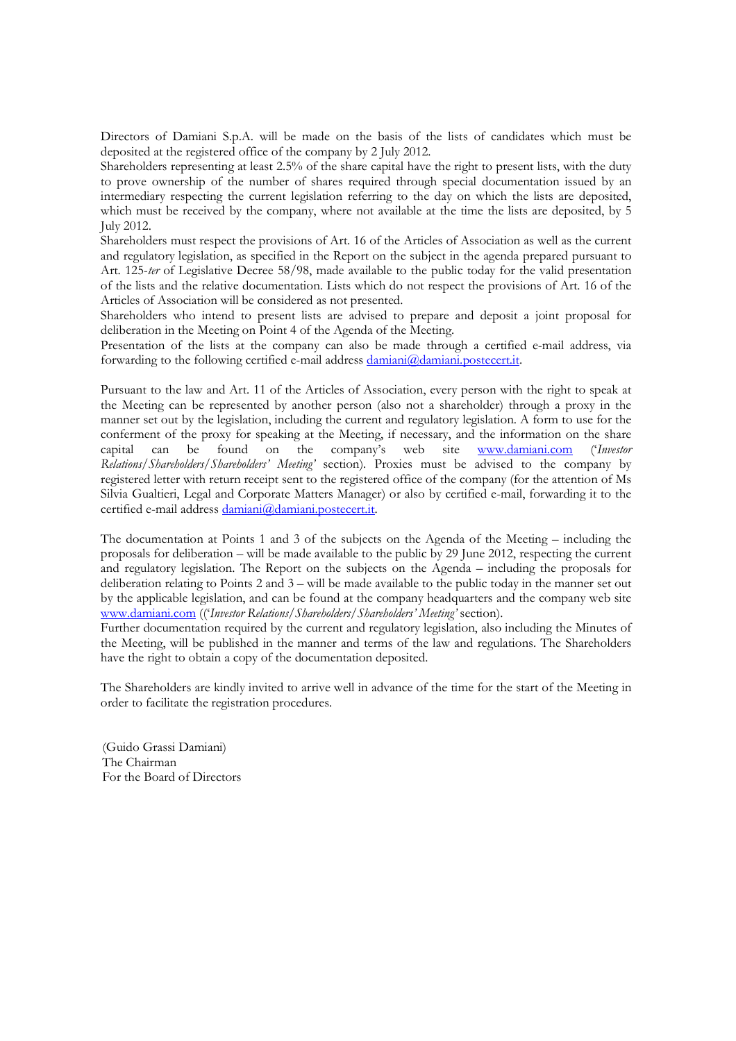Directors of Damiani S.p.A. will be made on the basis of the lists of candidates which must be deposited at the registered office of the company by 2 July 2012.
Shareholders representing at least 2.5% of the share capital have the right to present lists, with the duty to prove ownership of the number of shares required through special documentation issued by an intermediary respecting the current legislation referring to the day on which the lists are deposited, which must be received by the company, where not available at the time the lists are deposited, by 5 July 2012.
Shareholders must respect the provisions of Art. 16 of the Articles of Association as well as the current and regulatory legislation, as specified in the Report on the subject in the agenda prepared pursuant to Art. 125-*ter* of Legislative Decree 58/98, made available to the public today for the valid presentation of the lists and the relative documentation. Lists which do not respect the provisions of Art. 16 of the Articles of Association will be considered as not presented.
Shareholders who intend to present lists are advised to prepare and deposit a joint proposal for deliberation in the Meeting on Point 4 of the Agenda of the Meeting.
Presentation of the lists at the company can also be made through a certified e-mail address, via forwarding to the following certified e-mail address damiani@damiani.postecert.it.

Pursuant to the law and Art. 11 of the Articles of Association, every person with the right to speak at the Meeting can be represented by another person (also not a shareholder) through a proxy in the manner set out by the legislation, including the current and regulatory legislation. A form to use for the conferment of the proxy for speaking at the Meeting, if necessary, and the information on the share capital can be found on the company's web site www.damiani.com (*'Investor Relations/Shareholders/Shareholders' Meeting'* section). Proxies must be advised to the company by registered letter with return receipt sent to the registered office of the company (for the attention of Ms Silvia Gualtieri, Legal and Corporate Matters Manager) or also by certified e-mail, forwarding it to the certified e-mail address damiani@damiani.postecert.it.

The documentation at Points 1 and 3 of the subjects on the Agenda of the Meeting – including the proposals for deliberation – will be made available to the public by 29 June 2012, respecting the current and regulatory legislation. The Report on the subjects on the Agenda – including the proposals for deliberation relating to Points 2 and 3 – will be made available to the public today in the manner set out by the applicable legislation, and can be found at the company headquarters and the company web site www.damiani.com ((*'Investor Relations/Shareholders/Shareholders' Meeting'* section).
Further documentation required by the current and regulatory legislation, also including the Minutes of the Meeting, will be published in the manner and terms of the law and regulations. The Shareholders have the right to obtain a copy of the documentation deposited.

The Shareholders are kindly invited to arrive well in advance of the time for the start of the Meeting in order to facilitate the registration procedures.

(Guido Grassi Damiani)
The Chairman
For the Board of Directors